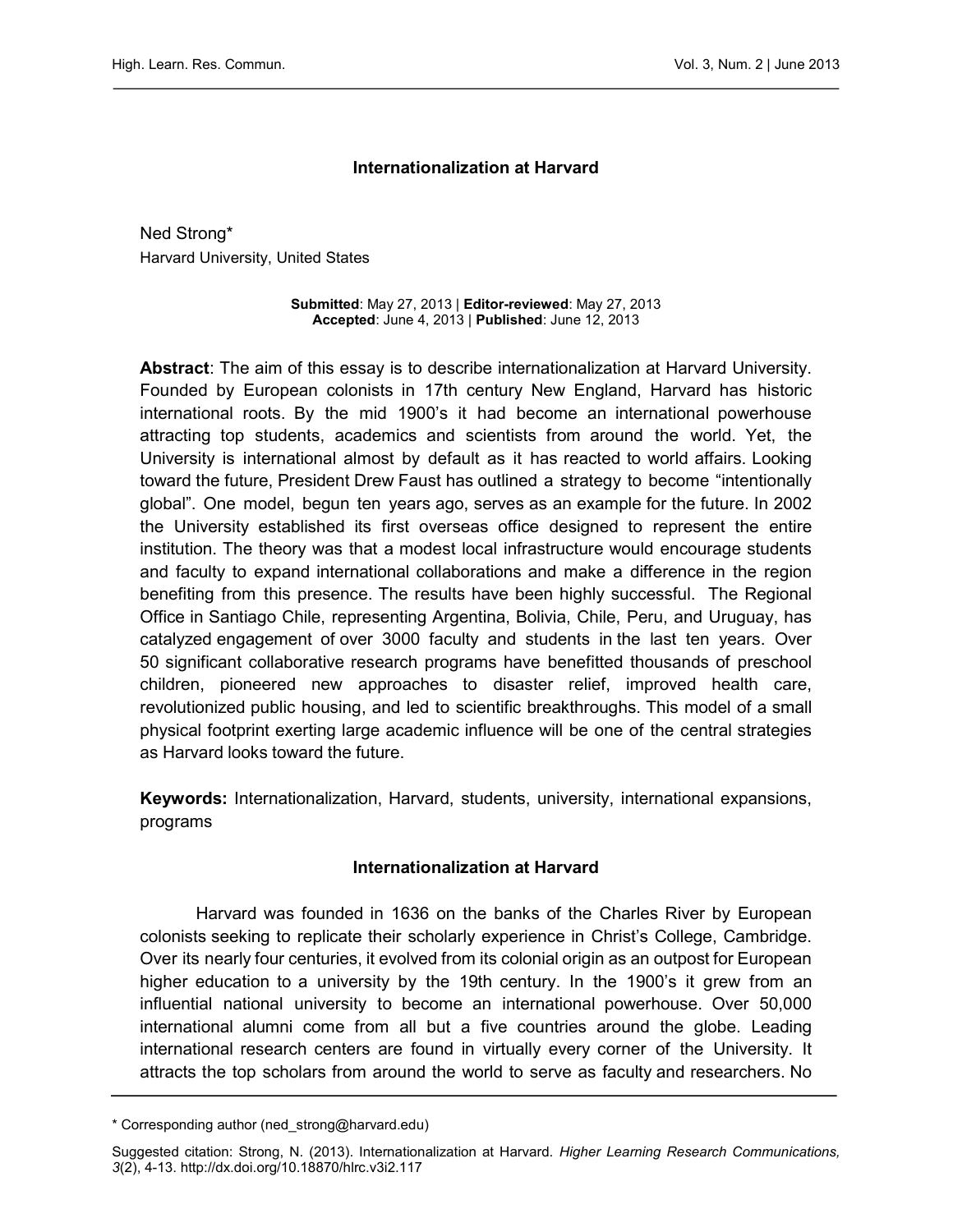# Internationalization at Harvard

Ned Strong*
Harvard University, United States

**Submitted**: May 27, 2013 | **Editor-reviewed**: May 27, 2013
**Accepted**: June 4, 2013 | **Published**: June 12, 2013

**Abstract**: The aim of this essay is to describe internationalization at Harvard University. Founded by European colonists in 17th century New England, Harvard has historic international roots. By the mid 1900's it had become an international powerhouse attracting top students, academics and scientists from around the world. Yet, the University is international almost by default as it has reacted to world affairs. Looking toward the future, President Drew Faust has outlined a strategy to become "intentionally global". One model, begun ten years ago, serves as an example for the future. In 2002 the University established its first overseas office designed to represent the entire institution. The theory was that a modest local infrastructure would encourage students and faculty to expand international collaborations and make a difference in the region benefiting from this presence. The results have been highly successful. The Regional Office in Santiago Chile, representing Argentina, Bolivia, Chile, Peru, and Uruguay, has catalyzed engagement of over 3000 faculty and students in the last ten years. Over 50 significant collaborative research programs have benefitted thousands of preschool children, pioneered new approaches to disaster relief, improved health care, revolutionized public housing, and led to scientific breakthroughs. This model of a small physical footprint exerting large academic influence will be one of the central strategies as Harvard looks toward the future.

**Keywords:** Internationalization, Harvard, students, university, international expansions, programs

## Internationalization at Harvard

Harvard was founded in 1636 on the banks of the Charles River by European colonists seeking to replicate their scholarly experience in Christ's College, Cambridge. Over its nearly four centuries, it evolved from its colonial origin as an outpost for European higher education to a university by the 19th century. In the 1900's it grew from an influential national university to become an international powerhouse. Over 50,000 international alumni come from all but a five countries around the globe. Leading international research centers are found in virtually every corner of the University. It attracts the top scholars from around the world to serve as faculty and researchers. No

---

* Corresponding author (ned_strong@harvard.edu)

Suggested citation: Strong, N. (2013). Internationalization at Harvard. *Higher Learning Research Communications, 3*(2), 4-13. http://dx.doi.org/10.18870/hlrc.v3i2.117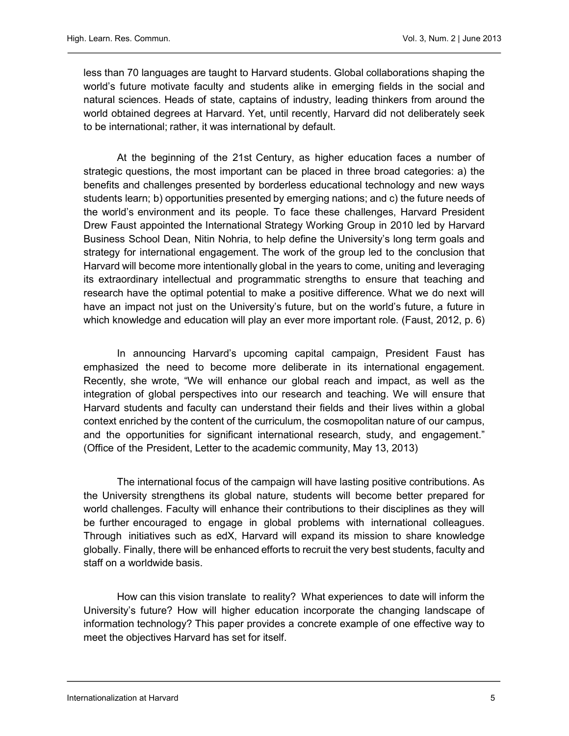less than 70 languages are taught to Harvard students. Global collaborations shaping the world's future motivate faculty and students alike in emerging fields in the social and natural sciences. Heads of state, captains of industry, leading thinkers from around the world obtained degrees at Harvard. Yet, until recently, Harvard did not deliberately seek to be international; rather, it was international by default.

At the beginning of the 21st Century, as higher education faces a number of strategic questions, the most important can be placed in three broad categories: a) the benefits and challenges presented by borderless educational technology and new ways students learn; b) opportunities presented by emerging nations; and c) the future needs of the world's environment and its people. To face these challenges, Harvard President Drew Faust appointed the International Strategy Working Group in 2010 led by Harvard Business School Dean, Nitin Nohria, to help define the University's long term goals and strategy for international engagement. The work of the group led to the conclusion that Harvard will become more intentionally global in the years to come, uniting and leveraging its extraordinary intellectual and programmatic strengths to ensure that teaching and research have the optimal potential to make a positive difference. What we do next will have an impact not just on the University's future, but on the world's future, a future in which knowledge and education will play an ever more important role. (Faust, 2012, p. 6)

In announcing Harvard's upcoming capital campaign, President Faust has emphasized the need to become more deliberate in its international engagement. Recently, she wrote, "We will enhance our global reach and impact, as well as the integration of global perspectives into our research and teaching. We will ensure that Harvard students and faculty can understand their fields and their lives within a global context enriched by the content of the curriculum, the cosmopolitan nature of our campus, and the opportunities for significant international research, study, and engagement." (Office of the President, Letter to the academic community, May 13, 2013)

The international focus of the campaign will have lasting positive contributions. As the University strengthens its global nature, students will become better prepared for world challenges. Faculty will enhance their contributions to their disciplines as they will be further encouraged to engage in global problems with international colleagues. Through initiatives such as edX, Harvard will expand its mission to share knowledge globally. Finally, there will be enhanced efforts to recruit the very best students, faculty and staff on a worldwide basis.

How can this vision translate to reality? What experiences to date will inform the University's future? How will higher education incorporate the changing landscape of information technology? This paper provides a concrete example of one effective way to meet the objectives Harvard has set for itself.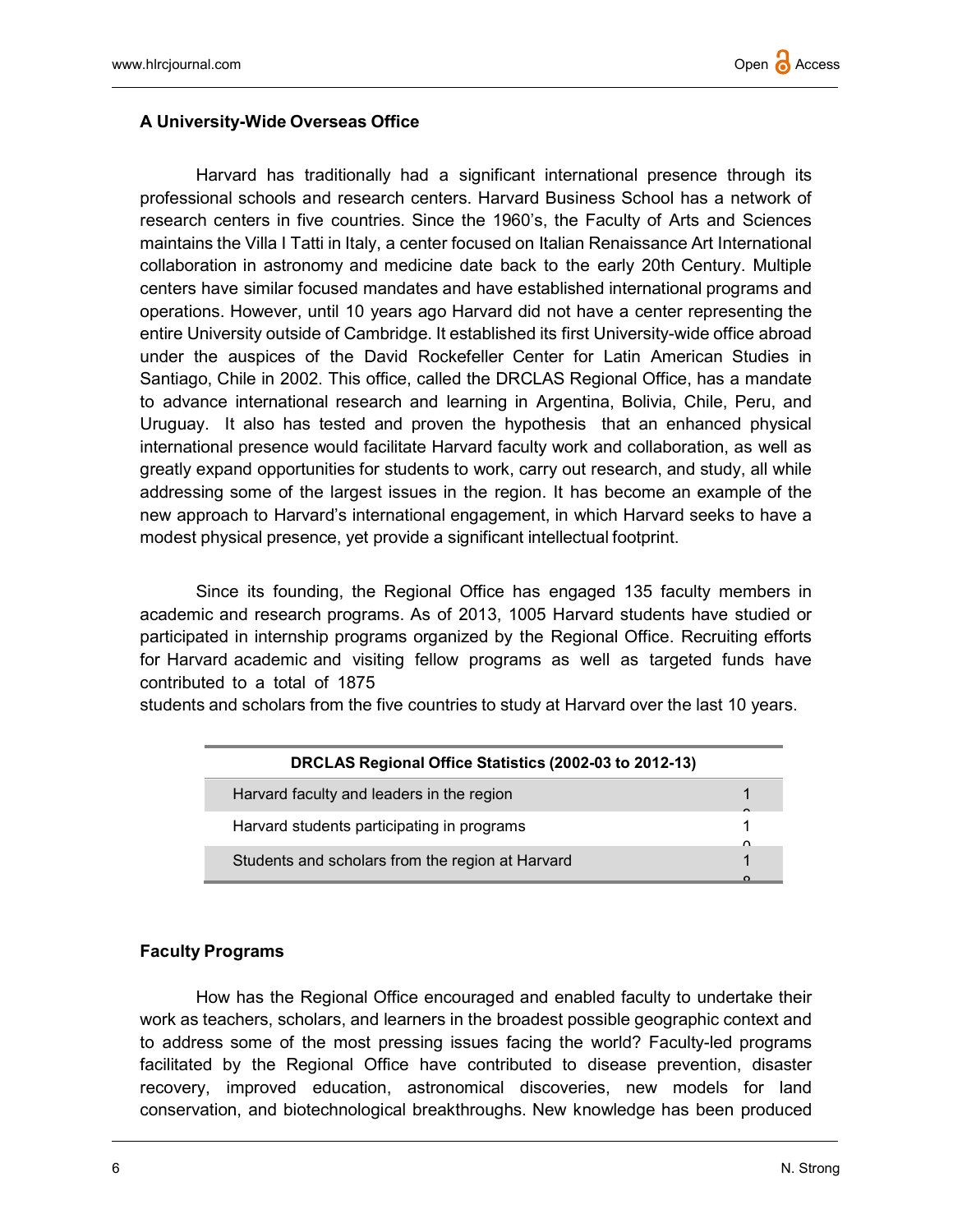### A University-Wide Overseas Office

Harvard has traditionally had a significant international presence through its professional schools and research centers. Harvard Business School has a network of research centers in five countries. Since the 1960's, the Faculty of Arts and Sciences maintains the Villa I Tatti in Italy, a center focused on Italian Renaissance Art International collaboration in astronomy and medicine date back to the early 20th Century. Multiple centers have similar focused mandates and have established international programs and operations. However, until 10 years ago Harvard did not have a center representing the entire University outside of Cambridge. It established its first University-wide office abroad under the auspices of the David Rockefeller Center for Latin American Studies in Santiago, Chile in 2002. This office, called the DRCLAS Regional Office, has a mandate to advance international research and learning in Argentina, Bolivia, Chile, Peru, and Uruguay. It also has tested and proven the hypothesis that an enhanced physical international presence would facilitate Harvard faculty work and collaboration, as well as greatly expand opportunities for students to work, carry out research, and study, all while addressing some of the largest issues in the region. It has become an example of the new approach to Harvard's international engagement, in which Harvard seeks to have a modest physical presence, yet provide a significant intellectual footprint.

Since its founding, the Regional Office has engaged 135 faculty members in academic and research programs. As of 2013, 1005 Harvard students have studied or participated in internship programs organized by the Regional Office. Recruiting efforts for Harvard academic and visiting fellow programs as well as targeted funds have contributed to a total of 1875 students and scholars from the five countries to study at Harvard over the last 10 years.

| DRCLAS Regional Office Statistics (2002-03 to 2012-13) | |
| --- | --- |
| Harvard faculty and leaders in the region | 1 |
| Harvard students participating in programs | 1 |
| Students and scholars from the region at Harvard | 1 |

### Faculty Programs

How has the Regional Office encouraged and enabled faculty to undertake their work as teachers, scholars, and learners in the broadest possible geographic context and to address some of the most pressing issues facing the world? Faculty-led programs facilitated by the Regional Office have contributed to disease prevention, disaster recovery, improved education, astronomical discoveries, new models for land conservation, and biotechnological breakthroughs. New knowledge has been produced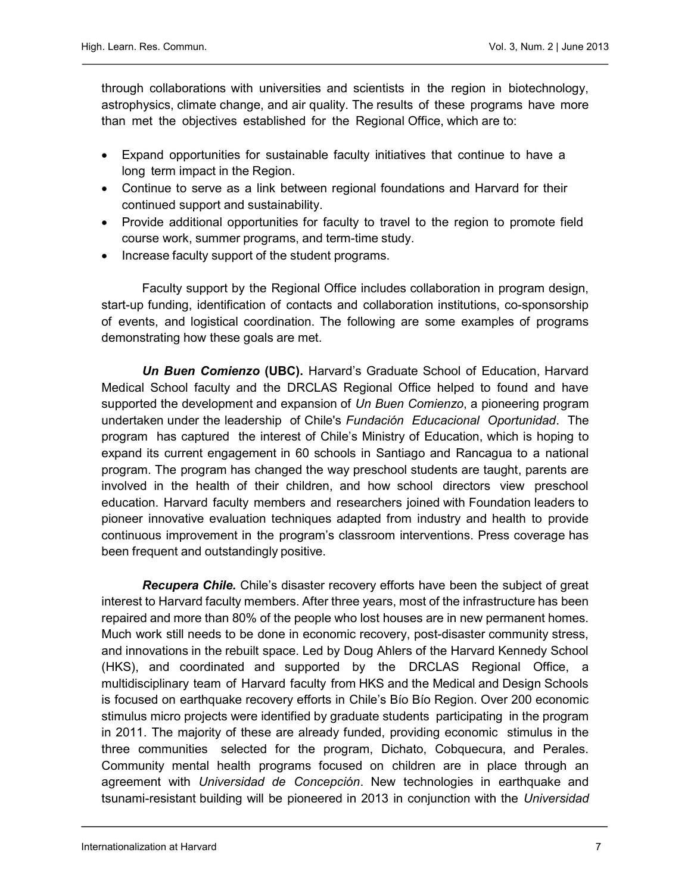through collaborations with universities and scientists in the region in biotechnology, astrophysics, climate change, and air quality. The results of these programs have more than met the objectives established for the Regional Office, which are to:

- Expand opportunities for sustainable faculty initiatives that continue to have a long term impact in the Region.
- Continue to serve as a link between regional foundations and Harvard for their continued support and sustainability.
- Provide additional opportunities for faculty to travel to the region to promote field course work, summer programs, and term-time study.
- Increase faculty support of the student programs.

Faculty support by the Regional Office includes collaboration in program design, start-up funding, identification of contacts and collaboration institutions, co-sponsorship of events, and logistical coordination. The following are some examples of programs demonstrating how these goals are met.

***Un Buen Comienzo*** **(UBC).** Harvard's Graduate School of Education, Harvard Medical School faculty and the DRCLAS Regional Office helped to found and have supported the development and expansion of *Un Buen Comienzo*, a pioneering program undertaken under the leadership of Chile's *Fundación Educacional Oportunidad*. The program has captured the interest of Chile's Ministry of Education, which is hoping to expand its current engagement in 60 schools in Santiago and Rancagua to a national program. The program has changed the way preschool students are taught, parents are involved in the health of their children, and how school directors view preschool education. Harvard faculty members and researchers joined with Foundation leaders to pioneer innovative evaluation techniques adapted from industry and health to provide continuous improvement in the program's classroom interventions. Press coverage has been frequent and outstandingly positive.

***Recupera Chile.*** Chile's disaster recovery efforts have been the subject of great interest to Harvard faculty members. After three years, most of the infrastructure has been repaired and more than 80% of the people who lost houses are in new permanent homes. Much work still needs to be done in economic recovery, post-disaster community stress, and innovations in the rebuilt space. Led by Doug Ahlers of the Harvard Kennedy School (HKS), and coordinated and supported by the DRCLAS Regional Office, a multidisciplinary team of Harvard faculty from HKS and the Medical and Design Schools is focused on earthquake recovery efforts in Chile's Bío Bío Region. Over 200 economic stimulus micro projects were identified by graduate students participating in the program in 2011. The majority of these are already funded, providing economic stimulus in the three communities selected for the program, Dichato, Cobquecura, and Perales. Community mental health programs focused on children are in place through an agreement with *Universidad de Concepción*. New technologies in earthquake and tsunami-resistant building will be pioneered in 2013 in conjunction with the *Universidad*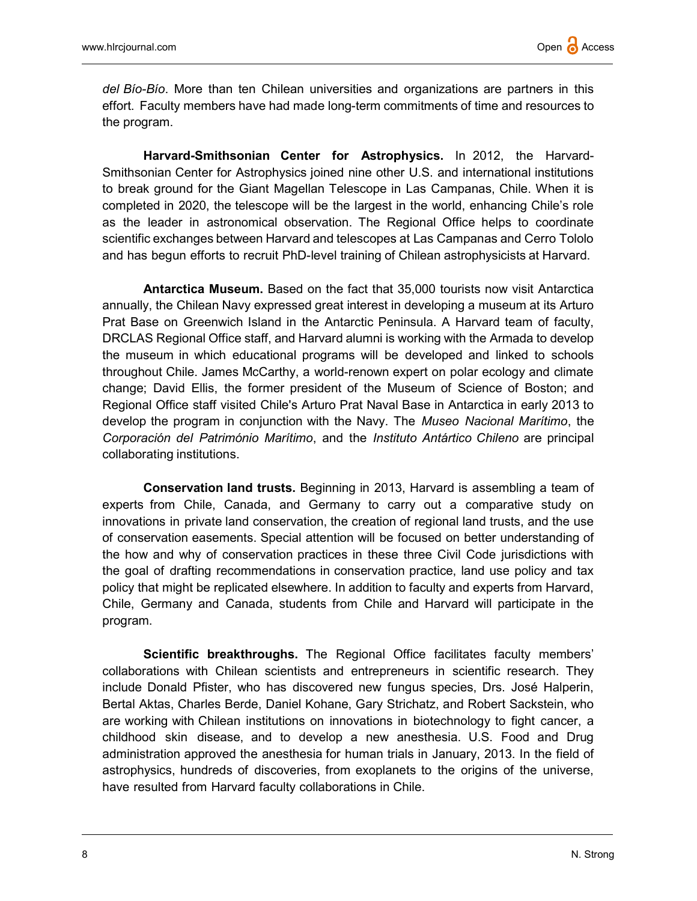*del Bío-Bío*. More than ten Chilean universities and organizations are partners in this effort. Faculty members have had made long-term commitments of time and resources to the program.

**Harvard-Smithsonian Center for Astrophysics.** In 2012, the Harvard-Smithsonian Center for Astrophysics joined nine other U.S. and international institutions to break ground for the Giant Magellan Telescope in Las Campanas, Chile. When it is completed in 2020, the telescope will be the largest in the world, enhancing Chile's role as the leader in astronomical observation. The Regional Office helps to coordinate scientific exchanges between Harvard and telescopes at Las Campanas and Cerro Tololo and has begun efforts to recruit PhD-level training of Chilean astrophysicists at Harvard.

**Antarctica Museum.** Based on the fact that 35,000 tourists now visit Antarctica annually, the Chilean Navy expressed great interest in developing a museum at its Arturo Prat Base on Greenwich Island in the Antarctic Peninsula. A Harvard team of faculty, DRCLAS Regional Office staff, and Harvard alumni is working with the Armada to develop the museum in which educational programs will be developed and linked to schools throughout Chile. James McCarthy, a world-renown expert on polar ecology and climate change; David Ellis, the former president of the Museum of Science of Boston; and Regional Office staff visited Chile's Arturo Prat Naval Base in Antarctica in early 2013 to develop the program in conjunction with the Navy. The *Museo Nacional Marítimo*, the *Corporación del Património Marítimo*, and the *Instituto Antártico Chileno* are principal collaborating institutions.

**Conservation land trusts.** Beginning in 2013, Harvard is assembling a team of experts from Chile, Canada, and Germany to carry out a comparative study on innovations in private land conservation, the creation of regional land trusts, and the use of conservation easements. Special attention will be focused on better understanding of the how and why of conservation practices in these three Civil Code jurisdictions with the goal of drafting recommendations in conservation practice, land use policy and tax policy that might be replicated elsewhere. In addition to faculty and experts from Harvard, Chile, Germany and Canada, students from Chile and Harvard will participate in the program.

**Scientific breakthroughs.** The Regional Office facilitates faculty members' collaborations with Chilean scientists and entrepreneurs in scientific research. They include Donald Pfister, who has discovered new fungus species, Drs. José Halperin, Bertal Aktas, Charles Berde, Daniel Kohane, Gary Strichatz, and Robert Sackstein, who are working with Chilean institutions on innovations in biotechnology to fight cancer, a childhood skin disease, and to develop a new anesthesia. U.S. Food and Drug administration approved the anesthesia for human trials in January, 2013. In the field of astrophysics, hundreds of discoveries, from exoplanets to the origins of the universe, have resulted from Harvard faculty collaborations in Chile.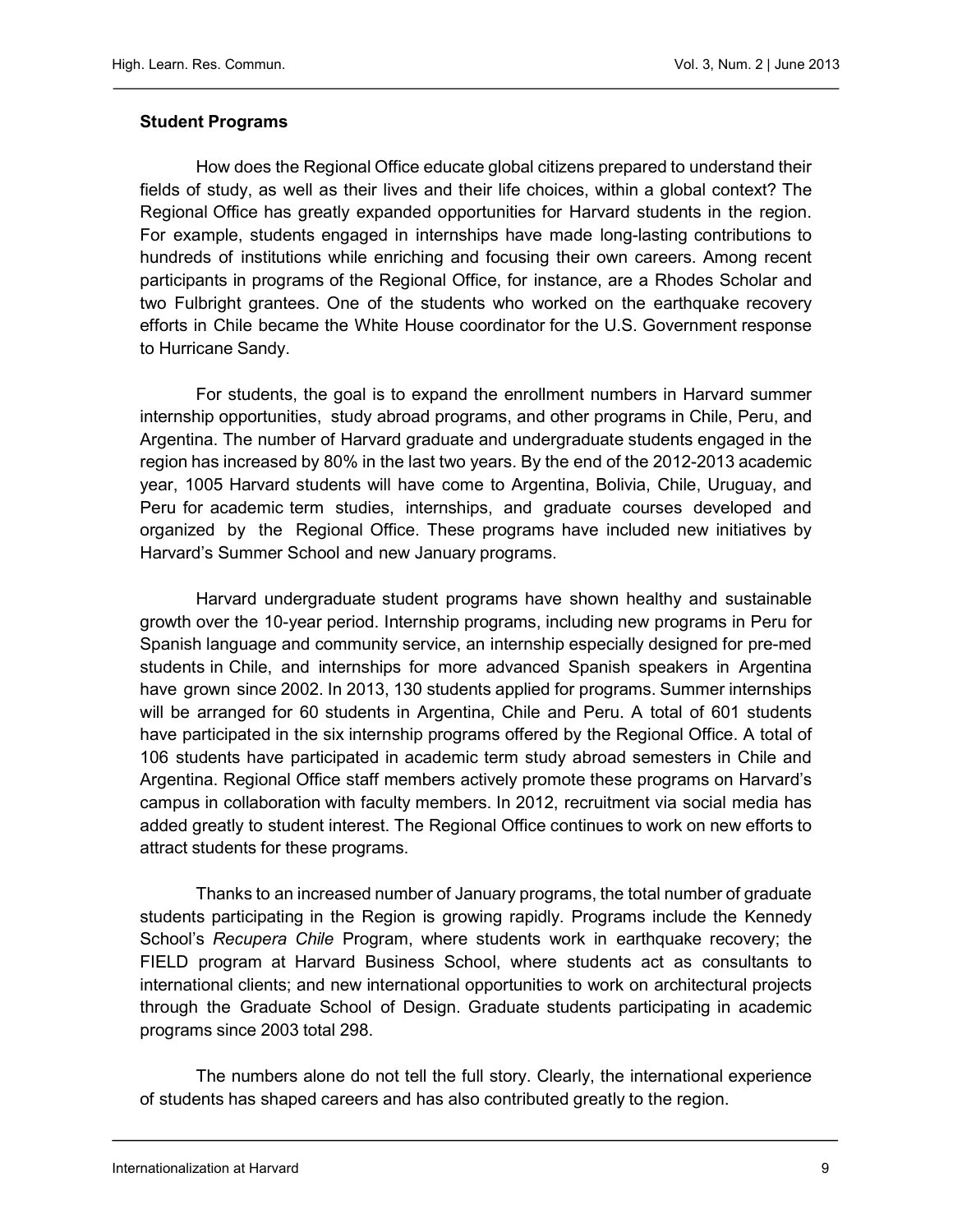## Student Programs

How does the Regional Office educate global citizens prepared to understand their fields of study, as well as their lives and their life choices, within a global context? The Regional Office has greatly expanded opportunities for Harvard students in the region. For example, students engaged in internships have made long-lasting contributions to hundreds of institutions while enriching and focusing their own careers. Among recent participants in programs of the Regional Office, for instance, are a Rhodes Scholar and two Fulbright grantees. One of the students who worked on the earthquake recovery efforts in Chile became the White House coordinator for the U.S. Government response to Hurricane Sandy.

For students, the goal is to expand the enrollment numbers in Harvard summer internship opportunities, study abroad programs, and other programs in Chile, Peru, and Argentina. The number of Harvard graduate and undergraduate students engaged in the region has increased by 80% in the last two years. By the end of the 2012-2013 academic year, 1005 Harvard students will have come to Argentina, Bolivia, Chile, Uruguay, and Peru for academic term studies, internships, and graduate courses developed and organized by the Regional Office. These programs have included new initiatives by Harvard's Summer School and new January programs.

Harvard undergraduate student programs have shown healthy and sustainable growth over the 10-year period. Internship programs, including new programs in Peru for Spanish language and community service, an internship especially designed for pre-med students in Chile, and internships for more advanced Spanish speakers in Argentina have grown since 2002. In 2013, 130 students applied for programs. Summer internships will be arranged for 60 students in Argentina, Chile and Peru. A total of 601 students have participated in the six internship programs offered by the Regional Office. A total of 106 students have participated in academic term study abroad semesters in Chile and Argentina. Regional Office staff members actively promote these programs on Harvard's campus in collaboration with faculty members. In 2012, recruitment via social media has added greatly to student interest. The Regional Office continues to work on new efforts to attract students for these programs.

Thanks to an increased number of January programs, the total number of graduate students participating in the Region is growing rapidly. Programs include the Kennedy School's *Recupera Chile* Program, where students work in earthquake recovery; the FIELD program at Harvard Business School, where students act as consultants to international clients; and new international opportunities to work on architectural projects through the Graduate School of Design. Graduate students participating in academic programs since 2003 total 298.

The numbers alone do not tell the full story. Clearly, the international experience of students has shaped careers and has also contributed greatly to the region.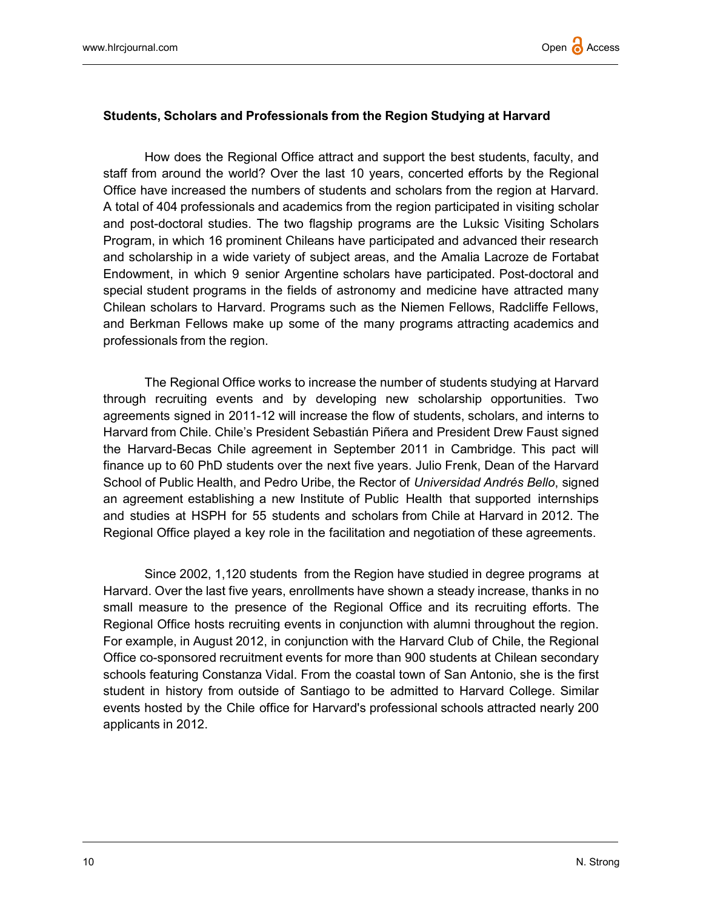### Students, Scholars and Professionals from the Region Studying at Harvard

How does the Regional Office attract and support the best students, faculty, and staff from around the world? Over the last 10 years, concerted efforts by the Regional Office have increased the numbers of students and scholars from the region at Harvard. A total of 404 professionals and academics from the region participated in visiting scholar and post-doctoral studies. The two flagship programs are the Luksic Visiting Scholars Program, in which 16 prominent Chileans have participated and advanced their research and scholarship in a wide variety of subject areas, and the Amalia Lacroze de Fortabat Endowment, in which 9 senior Argentine scholars have participated. Post-doctoral and special student programs in the fields of astronomy and medicine have attracted many Chilean scholars to Harvard. Programs such as the Niemen Fellows, Radcliffe Fellows, and Berkman Fellows make up some of the many programs attracting academics and professionals from the region.

The Regional Office works to increase the number of students studying at Harvard through recruiting events and by developing new scholarship opportunities. Two agreements signed in 2011-12 will increase the flow of students, scholars, and interns to Harvard from Chile. Chile's President Sebastián Piñera and President Drew Faust signed the Harvard-Becas Chile agreement in September 2011 in Cambridge. This pact will finance up to 60 PhD students over the next five years. Julio Frenk, Dean of the Harvard School of Public Health, and Pedro Uribe, the Rector of *Universidad Andrés Bello*, signed an agreement establishing a new Institute of Public Health that supported internships and studies at HSPH for 55 students and scholars from Chile at Harvard in 2012. The Regional Office played a key role in the facilitation and negotiation of these agreements.

Since 2002, 1,120 students from the Region have studied in degree programs at Harvard. Over the last five years, enrollments have shown a steady increase, thanks in no small measure to the presence of the Regional Office and its recruiting efforts. The Regional Office hosts recruiting events in conjunction with alumni throughout the region. For example, in August 2012, in conjunction with the Harvard Club of Chile, the Regional Office co-sponsored recruitment events for more than 900 students at Chilean secondary schools featuring Constanza Vidal. From the coastal town of San Antonio, she is the first student in history from outside of Santiago to be admitted to Harvard College. Similar events hosted by the Chile office for Harvard's professional schools attracted nearly 200 applicants in 2012.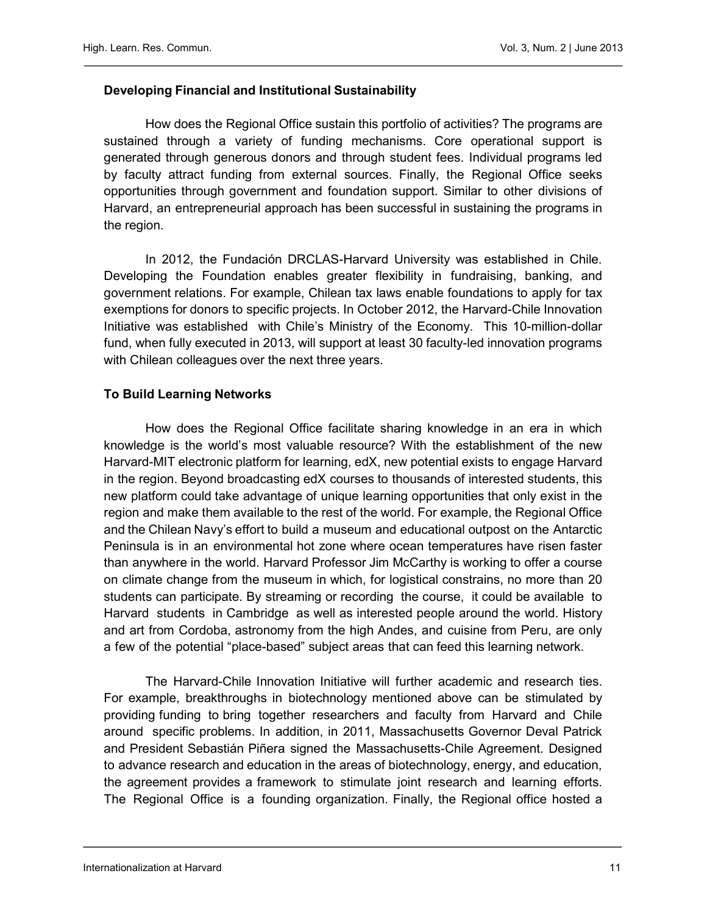### Developing Financial and Institutional Sustainability

How does the Regional Office sustain this portfolio of activities? The programs are sustained through a variety of funding mechanisms. Core operational support is generated through generous donors and through student fees. Individual programs led by faculty attract funding from external sources. Finally, the Regional Office seeks opportunities through government and foundation support. Similar to other divisions of Harvard, an entrepreneurial approach has been successful in sustaining the programs in the region.

In 2012, the Fundación DRCLAS-Harvard University was established in Chile. Developing the Foundation enables greater flexibility in fundraising, banking, and government relations. For example, Chilean tax laws enable foundations to apply for tax exemptions for donors to specific projects. In October 2012, the Harvard-Chile Innovation Initiative was established with Chile's Ministry of the Economy. This 10-million-dollar fund, when fully executed in 2013, will support at least 30 faculty-led innovation programs with Chilean colleagues over the next three years.

### To Build Learning Networks

How does the Regional Office facilitate sharing knowledge in an era in which knowledge is the world's most valuable resource? With the establishment of the new Harvard-MIT electronic platform for learning, edX, new potential exists to engage Harvard in the region. Beyond broadcasting edX courses to thousands of interested students, this new platform could take advantage of unique learning opportunities that only exist in the region and make them available to the rest of the world. For example, the Regional Office and the Chilean Navy's effort to build a museum and educational outpost on the Antarctic Peninsula is in an environmental hot zone where ocean temperatures have risen faster than anywhere in the world. Harvard Professor Jim McCarthy is working to offer a course on climate change from the museum in which, for logistical constrains, no more than 20 students can participate. By streaming or recording the course, it could be available to Harvard students in Cambridge as well as interested people around the world. History and art from Cordoba, astronomy from the high Andes, and cuisine from Peru, are only a few of the potential "place-based" subject areas that can feed this learning network.

The Harvard-Chile Innovation Initiative will further academic and research ties. For example, breakthroughs in biotechnology mentioned above can be stimulated by providing funding to bring together researchers and faculty from Harvard and Chile around specific problems. In addition, in 2011, Massachusetts Governor Deval Patrick and President Sebastián Piñera signed the Massachusetts-Chile Agreement. Designed to advance research and education in the areas of biotechnology, energy, and education, the agreement provides a framework to stimulate joint research and learning efforts. The Regional Office is a founding organization. Finally, the Regional office hosted a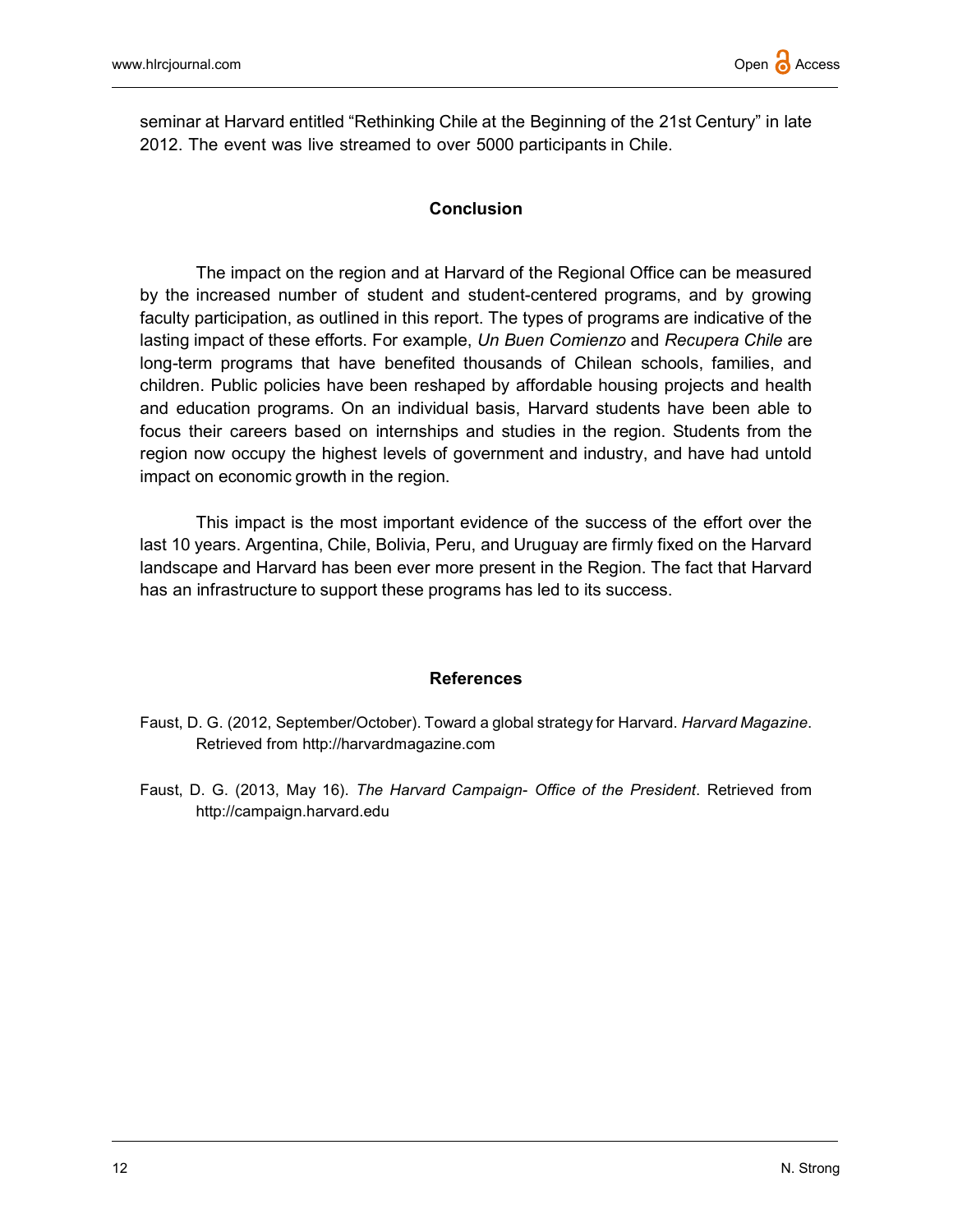seminar at Harvard entitled "Rethinking Chile at the Beginning of the 21st Century" in late 2012. The event was live streamed to over 5000 participants in Chile.

## Conclusion

The impact on the region and at Harvard of the Regional Office can be measured by the increased number of student and student-centered programs, and by growing faculty participation, as outlined in this report. The types of programs are indicative of the lasting impact of these efforts. For example, *Un Buen Comienzo* and *Recupera Chile* are long-term programs that have benefited thousands of Chilean schools, families, and children. Public policies have been reshaped by affordable housing projects and health and education programs. On an individual basis, Harvard students have been able to focus their careers based on internships and studies in the region. Students from the region now occupy the highest levels of government and industry, and have had untold impact on economic growth in the region.

This impact is the most important evidence of the success of the effort over the last 10 years. Argentina, Chile, Bolivia, Peru, and Uruguay are firmly fixed on the Harvard landscape and Harvard has been ever more present in the Region. The fact that Harvard has an infrastructure to support these programs has led to its success.

## References

Faust, D. G. (2012, September/October). Toward a global strategy for Harvard. *Harvard Magazine*. Retrieved from http://harvardmagazine.com

Faust, D. G. (2013, May 16). *The Harvard Campaign- Office of the President*. Retrieved from http://campaign.harvard.edu